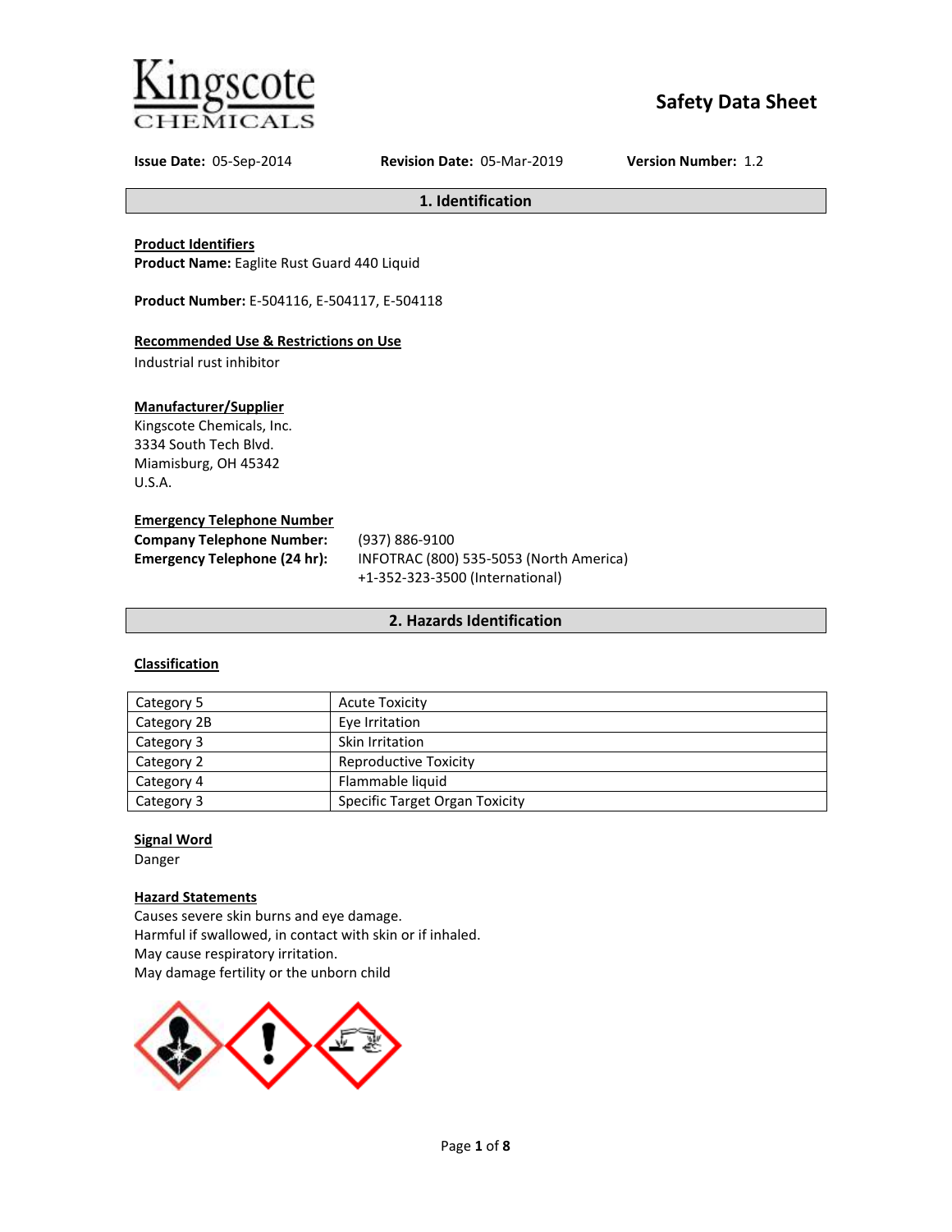Kingscote CHEMICALS

# Safety Data Sheet

**Issue Date:** 05-Sep-2014 **Revision Date:** 05-Mar-2019 **Version Number:** 1.2

## 1. Identification

**Product Identifiers**

**Product Name:** Eaglite Rust Guard 440 Liquid

**Product Number:** E-504116, E-504117, E-504118

**Recommended Use & Restrictions on Use**

Industrial rust inhibitor

**Manufacturer/Supplier**

Kingscote Chemicals, Inc.
3334 South Tech Blvd.
Miamisburg, OH 45342
U.S.A.

**Emergency Telephone Number**

**Company Telephone Number:** (937) 886-9100

**Emergency Telephone (24 hr):** INFOTRAC (800) 535-5053 (North America)
+1-352-323-3500 (International)

## 2. Hazards Identification

**Classification**

| Category 5 | Acute Toxicity |
|---|---|
| Category 2B | Eye Irritation |
| Category 3 | Skin Irritation |
| Category 2 | Reproductive Toxicity |
| Category 4 | Flammable liquid |
| Category 3 | Specific Target Organ Toxicity |

**Signal Word**

Danger

**Hazard Statements**

Causes severe skin burns and eye damage.
Harmful if swallowed, in contact with skin or if inhaled.
May cause respiratory irritation.
May damage fertility or the unborn child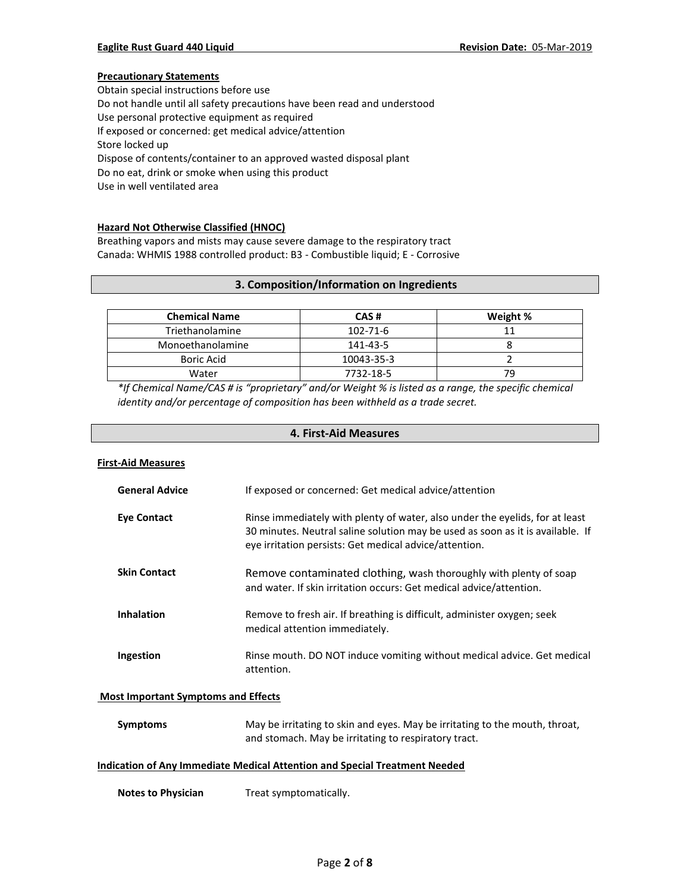**Precautionary Statements**

Obtain special instructions before use
Do not handle until all safety precautions have been read and understood
Use personal protective equipment as required
If exposed or concerned: get medical advice/attention
Store locked up
Dispose of contents/container to an approved wasted disposal plant
Do no eat, drink or smoke when using this product
Use in well ventilated area

**Hazard Not Otherwise Classified (HNOC)**

Breathing vapors and mists may cause severe damage to the respiratory tract
Canada: WHMIS 1988 controlled product: B3 - Combustible liquid; E - Corrosive

## 3. Composition/Information on Ingredients

| Chemical Name | CAS # | Weight % |
|---|---|---|
| Triethanolamine | 102-71-6 | 11 |
| Monoethanolamine | 141-43-5 | 8 |
| Boric Acid | 10043-35-3 | 2 |
| Water | 7732-18-5 | 79 |

*\*If Chemical Name/CAS # is "proprietary" and/or Weight % is listed as a range, the specific chemical identity and/or percentage of composition has been withheld as a trade secret.*

## 4. First-Aid Measures

**First-Aid Measures**

**General Advice** If exposed or concerned: Get medical advice/attention

**Eye Contact** Rinse immediately with plenty of water, also under the eyelids, for at least 30 minutes. Neutral saline solution may be used as soon as it is available. If eye irritation persists: Get medical advice/attention.

**Skin Contact** Remove contaminated clothing, wash thoroughly with plenty of soap and water. If skin irritation occurs: Get medical advice/attention.

**Inhalation** Remove to fresh air. If breathing is difficult, administer oxygen; seek medical attention immediately.

**Ingestion** Rinse mouth. DO NOT induce vomiting without medical advice. Get medical attention.

**Most Important Symptoms and Effects**

**Symptoms** May be irritating to skin and eyes. May be irritating to the mouth, throat, and stomach. May be irritating to respiratory tract.

**Indication of Any Immediate Medical Attention and Special Treatment Needed**

**Notes to Physician** Treat symptomatically.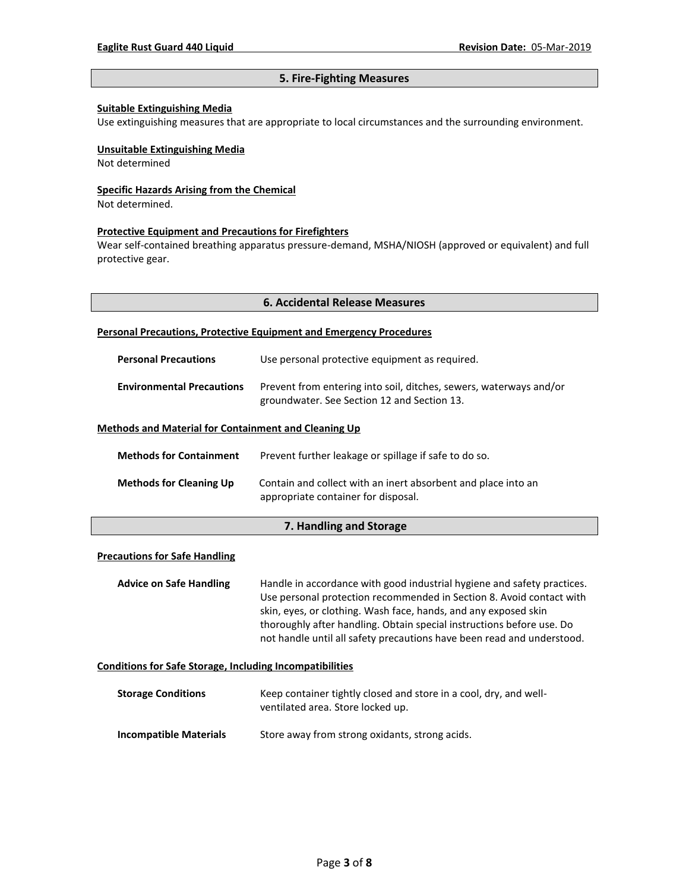## 5. Fire-Fighting Measures

**Suitable Extinguishing Media**

Use extinguishing measures that are appropriate to local circumstances and the surrounding environment.

**Unsuitable Extinguishing Media**

Not determined

**Specific Hazards Arising from the Chemical**

Not determined.

**Protective Equipment and Precautions for Firefighters**

Wear self-contained breathing apparatus pressure-demand, MSHA/NIOSH (approved or equivalent) and full protective gear.

## 6. Accidental Release Measures

**Personal Precautions, Protective Equipment and Emergency Procedures**

| | |
|---|---|
| **Personal Precautions** | Use personal protective equipment as required. |
| **Environmental Precautions** | Prevent from entering into soil, ditches, sewers, waterways and/or groundwater. See Section 12 and Section 13. |

**Methods and Material for Containment and Cleaning Up**

| | |
|---|---|
| **Methods for Containment** | Prevent further leakage or spillage if safe to do so. |
| **Methods for Cleaning Up** | Contain and collect with an inert absorbent and place into an appropriate container for disposal. |

## 7. Handling and Storage

**Precautions for Safe Handling**

| | |
|---|---|
| **Advice on Safe Handling** | Handle in accordance with good industrial hygiene and safety practices. Use personal protection recommended in Section 8. Avoid contact with skin, eyes, or clothing. Wash face, hands, and any exposed skin thoroughly after handling. Obtain special instructions before use. Do not handle until all safety precautions have been read and understood. |

**Conditions for Safe Storage, Including Incompatibilities**

| | |
|---|---|
| **Storage Conditions** | Keep container tightly closed and store in a cool, dry, and well-ventilated area. Store locked up. |
| **Incompatible Materials** | Store away from strong oxidants, strong acids. |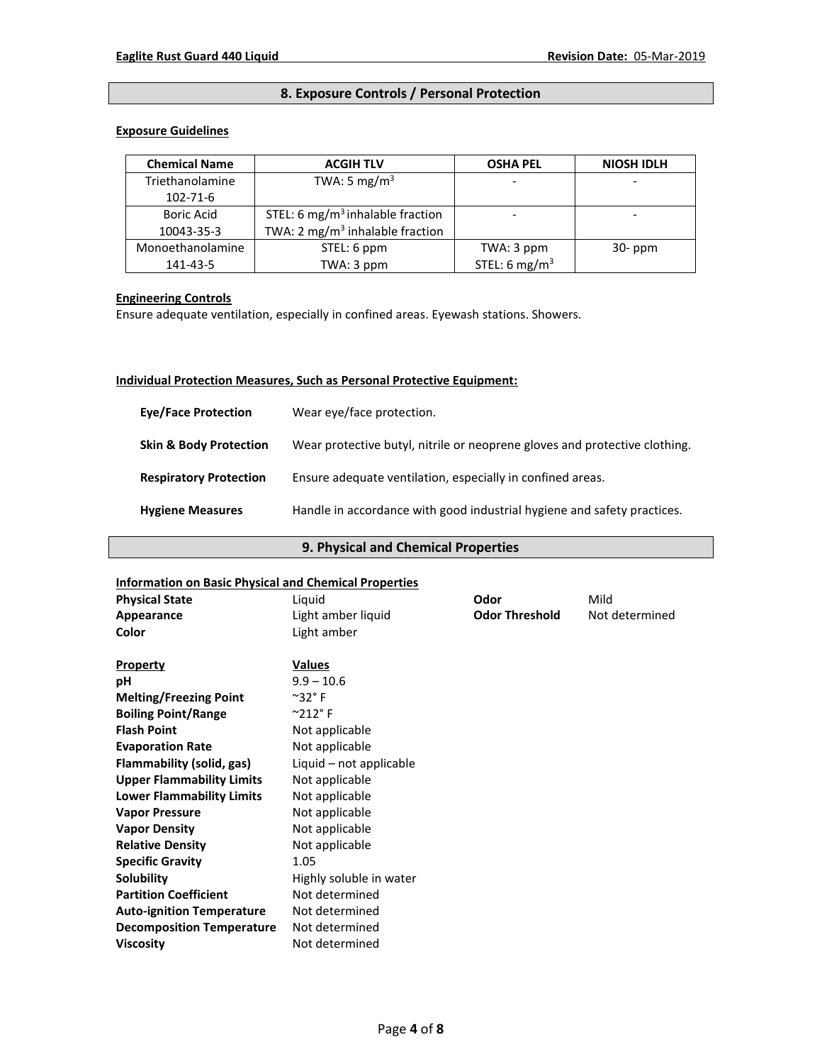## 8. Exposure Controls / Personal Protection

### Exposure Guidelines

| Chemical Name | ACGIH TLV | OSHA PEL | NIOSH IDLH |
|---|---|---|---|
| Triethanolamine<br>102-71-6 | TWA: 5 $mg/m^3$ | - | - |
| Boric Acid<br>10043-35-3 | STEL: 6 $mg/m^3$ inhalable fraction<br>TWA: 2 $mg/m^3$ inhalable fraction | - | - |
| Monoethanolamine<br>141-43-5 | STEL: 6 ppm<br>TWA: 3 ppm | TWA: 3 ppm<br>STEL: 6 $mg/m^3$ | 30- ppm |

### Engineering Controls

Ensure adequate ventilation, especially in confined areas. Eyewash stations. Showers.

### Individual Protection Measures, Such as Personal Protective Equipment:

**Eye/Face Protection** Wear eye/face protection.

**Skin & Body Protection** Wear protective butyl, nitrile or neoprene gloves and protective clothing.

**Respiratory Protection** Ensure adequate ventilation, especially in confined areas.

**Hygiene Measures** Handle in accordance with good industrial hygiene and safety practices.

## 9. Physical and Chemical Properties

### Information on Basic Physical and Chemical Properties

**Physical State** Liquid

**Appearance** Light amber liquid

**Color** Light amber

**Odor** Mild

**Odor Threshold** Not determined

| Property | Values |
|---|---|
| **pH** | 9.9 – 10.6 |
| **Melting/Freezing Point** | ~32° F |
| **Boiling Point/Range** | ~212° F |
| **Flash Point** | Not applicable |
| **Evaporation Rate** | Not applicable |
| **Flammability (solid, gas)** | Liquid – not applicable |
| **Upper Flammability Limits** | Not applicable |
| **Lower Flammability Limits** | Not applicable |
| **Vapor Pressure** | Not applicable |
| **Vapor Density** | Not applicable |
| **Relative Density** | Not applicable |
| **Specific Gravity** | 1.05 |
| **Solubility** | Highly soluble in water |
| **Partition Coefficient** | Not determined |
| **Auto-ignition Temperature** | Not determined |
| **Decomposition Temperature** | Not determined |
| **Viscosity** | Not determined |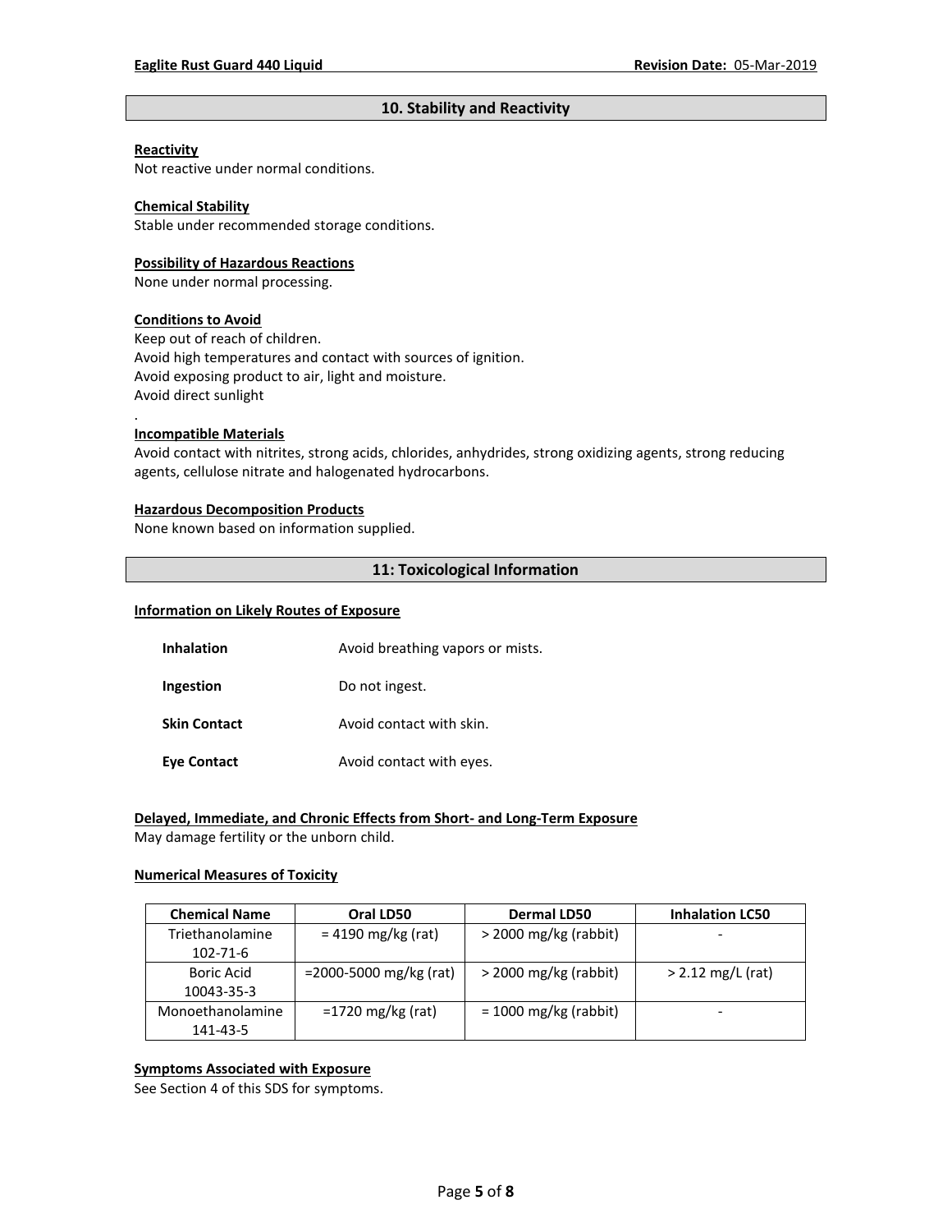## 10. Stability and Reactivity

**Reactivity**
Not reactive under normal conditions.

**Chemical Stability**
Stable under recommended storage conditions.

**Possibility of Hazardous Reactions**
None under normal processing.

**Conditions to Avoid**
Keep out of reach of children.
Avoid high temperatures and contact with sources of ignition.
Avoid exposing product to air, light and moisture.
Avoid direct sunlight
.

**Incompatible Materials**
Avoid contact with nitrites, strong acids, chlorides, anhydrides, strong oxidizing agents, strong reducing agents, cellulose nitrate and halogenated hydrocarbons.

**Hazardous Decomposition Products**
None known based on information supplied.

## 11: Toxicological Information

**Information on Likely Routes of Exposure**

| | |
|---|---|
| **Inhalation** | Avoid breathing vapors or mists. |
| **Ingestion** | Do not ingest. |
| **Skin Contact** | Avoid contact with skin. |
| **Eye Contact** | Avoid contact with eyes. |

**Delayed, Immediate, and Chronic Effects from Short- and Long-Term Exposure**
May damage fertility or the unborn child.

**Numerical Measures of Toxicity**

| Chemical Name | Oral LD50 | Dermal LD50 | Inhalation LC50 |
|---|---|---|---|
| Triethanolamine 102-71-6 | = 4190 mg/kg (rat) | > 2000 mg/kg (rabbit) | - |
| Boric Acid 10043-35-3 | =2000-5000 mg/kg (rat) | > 2000 mg/kg (rabbit) | > 2.12 mg/L (rat) |
| Monoethanolamine 141-43-5 | =1720 mg/kg (rat) | = 1000 mg/kg (rabbit) | - |

**Symptoms Associated with Exposure**
See Section 4 of this SDS for symptoms.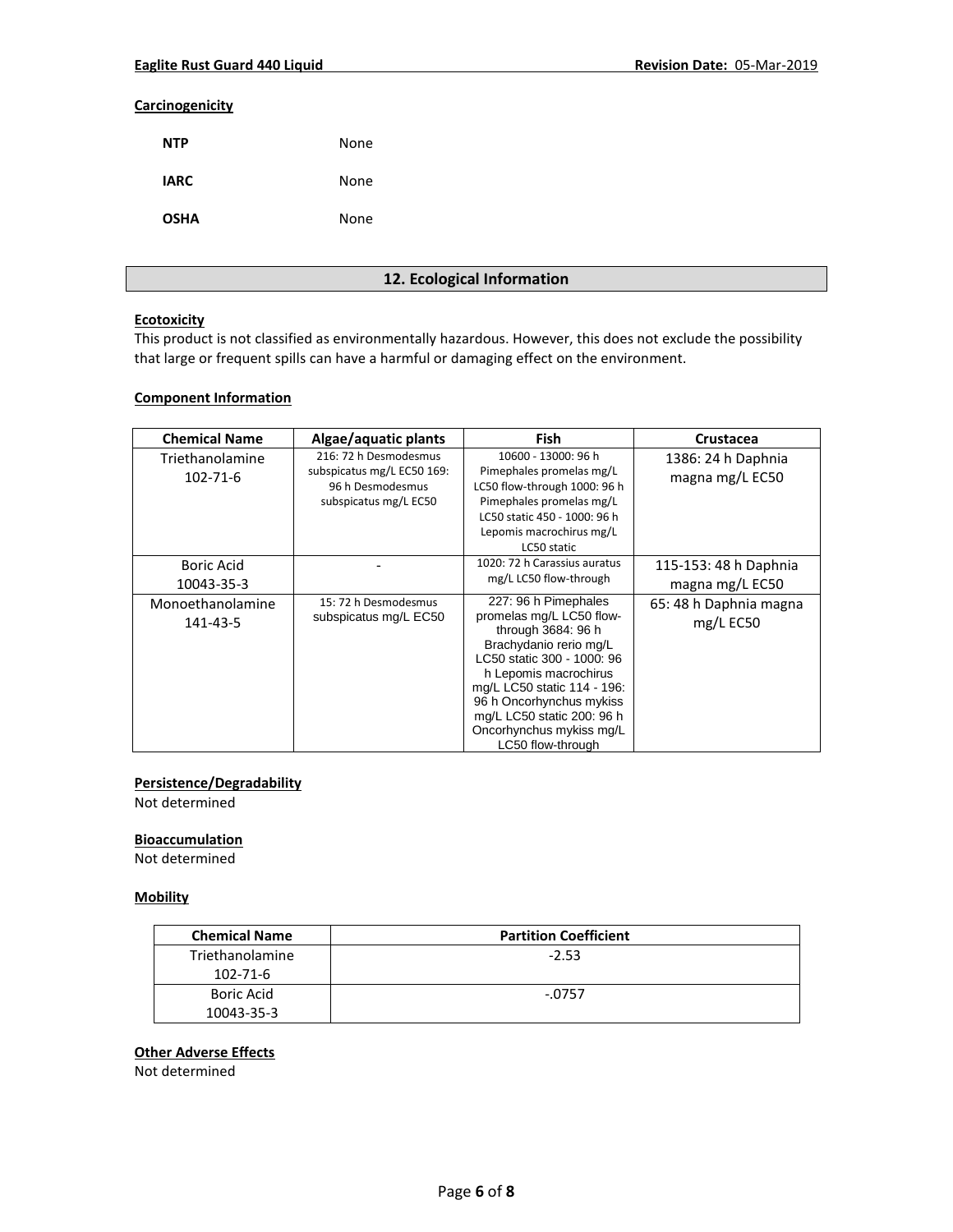**Carcinogenicity**

| | |
|---|---|
| **NTP** | None |
| **IARC** | None |
| **OSHA** | None |

## 12. Ecological Information

**Ecotoxicity**

This product is not classified as environmentally hazardous. However, this does not exclude the possibility that large or frequent spills can have a harmful or damaging effect on the environment.

**Component Information**

| Chemical Name | Algae/aquatic plants | Fish | Crustacea |
|---|---|---|---|
| Triethanolamine 102-71-6 | 216: 72 h Desmodesmus subspicatus mg/L EC50 169: 96 h Desmodesmus subspicatus mg/L EC50 | 10600 - 13000: 96 h Pimephales promelas mg/L LC50 flow-through 1000: 96 h Pimephales promelas mg/L LC50 static 450 - 1000: 96 h Lepomis macrochirus mg/L LC50 static | 1386: 24 h Daphnia magna mg/L EC50 |
| Boric Acid 10043-35-3 | - | 1020: 72 h Carassius auratus mg/L LC50 flow-through | 115-153: 48 h Daphnia magna mg/L EC50 |
| Monoethanolamine 141-43-5 | 15: 72 h Desmodesmus subspicatus mg/L EC50 | 227: 96 h Pimephales promelas mg/L LC50 flow-through 3684: 96 h Brachydanio rerio mg/L LC50 static 300 - 1000: 96 h Lepomis macrochirus mg/L LC50 static 114 - 196: 96 h Oncorhynchus mykiss mg/L LC50 static 200: 96 h Oncorhynchus mykiss mg/L LC50 flow-through | 65: 48 h Daphnia magna mg/L EC50 |

**Persistence/Degradability**

Not determined

**Bioaccumulation**

Not determined

**Mobility**

| Chemical Name | Partition Coefficient |
|---|---|
| Triethanolamine 102-71-6 | -2.53 |
| Boric Acid 10043-35-3 | -.0757 |

**Other Adverse Effects**

Not determined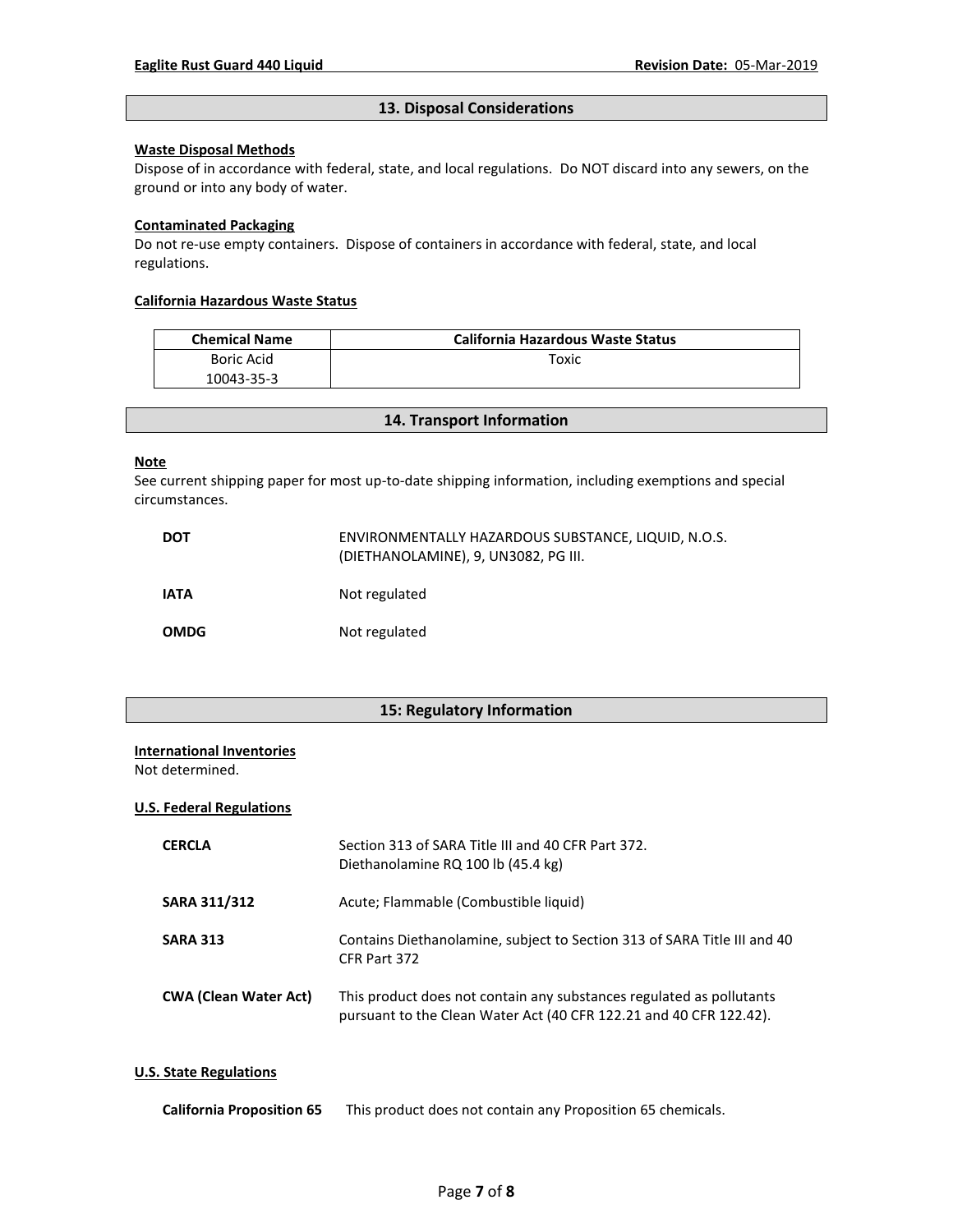## 13. Disposal Considerations

**Waste Disposal Methods**

Dispose of in accordance with federal, state, and local regulations. Do NOT discard into any sewers, on the ground or into any body of water.

**Contaminated Packaging**

Do not re-use empty containers. Dispose of containers in accordance with federal, state, and local regulations.

**California Hazardous Waste Status**

| Chemical Name | California Hazardous Waste Status |
|---|---|
| Boric Acid<br>10043-35-3 | Toxic |

## 14. Transport Information

**Note**

See current shipping paper for most up-to-date shipping information, including exemptions and special circumstances.

| | |
|---|---|
| **DOT** | ENVIRONMENTALLY HAZARDOUS SUBSTANCE, LIQUID, N.O.S. (DIETHANOLAMINE), 9, UN3082, PG III. |
| **IATA** | Not regulated |
| **OMDG** | Not regulated |

## 15: Regulatory Information

**International Inventories**

Not determined.

**U.S. Federal Regulations**

| | |
|---|---|
| **CERCLA** | Section 313 of SARA Title III and 40 CFR Part 372.<br>Diethanolamine RQ 100 lb (45.4 kg) |
| **SARA 311/312** | Acute; Flammable (Combustible liquid) |
| **SARA 313** | Contains Diethanolamine, subject to Section 313 of SARA Title III and 40 CFR Part 372 |
| **CWA (Clean Water Act)** | This product does not contain any substances regulated as pollutants pursuant to the Clean Water Act (40 CFR 122.21 and 40 CFR 122.42). |

**U.S. State Regulations**

**California Proposition 65** This product does not contain any Proposition 65 chemicals.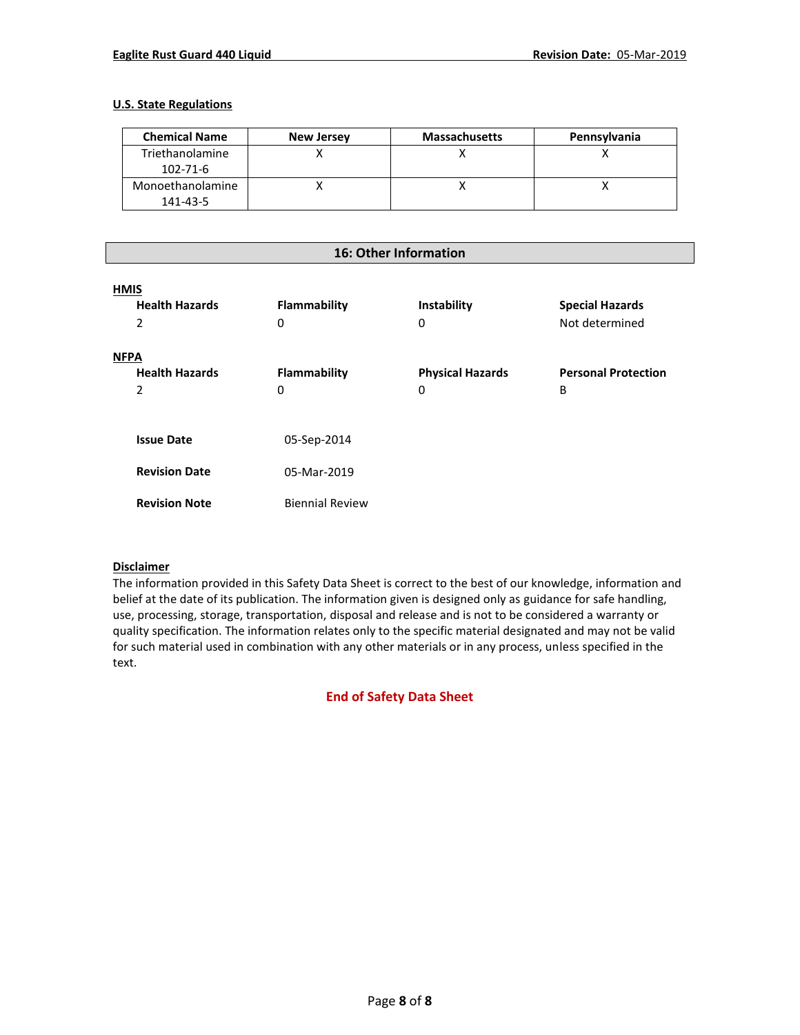**U.S. State Regulations**

| Chemical Name | New Jersey | Massachusetts | Pennsylvania |
|---|---|---|---|
| Triethanolamine 102-71-6 | X | X | X |
| Monoethanolamine 141-43-5 | X | X | X |

## 16: Other Information

**HMIS**

| Health Hazards | Flammability | Instability | Special Hazards |
|---|---|---|---|
| 2 | 0 | 0 | Not determined |

**NFPA**

| Health Hazards | Flammability | Physical Hazards | Personal Protection |
|---|---|---|---|
| 2 | 0 | 0 | B |

**Issue Date** 05-Sep-2014

**Revision Date** 05-Mar-2019

**Revision Note** Biennial Review

**Disclaimer**

The information provided in this Safety Data Sheet is correct to the best of our knowledge, information and belief at the date of its publication. The information given is designed only as guidance for safe handling, use, processing, storage, transportation, disposal and release and is not to be considered a warranty or quality specification. The information relates only to the specific material designated and may not be valid for such material used in combination with any other materials or in any process, unless specified in the text.

**End of Safety Data Sheet**